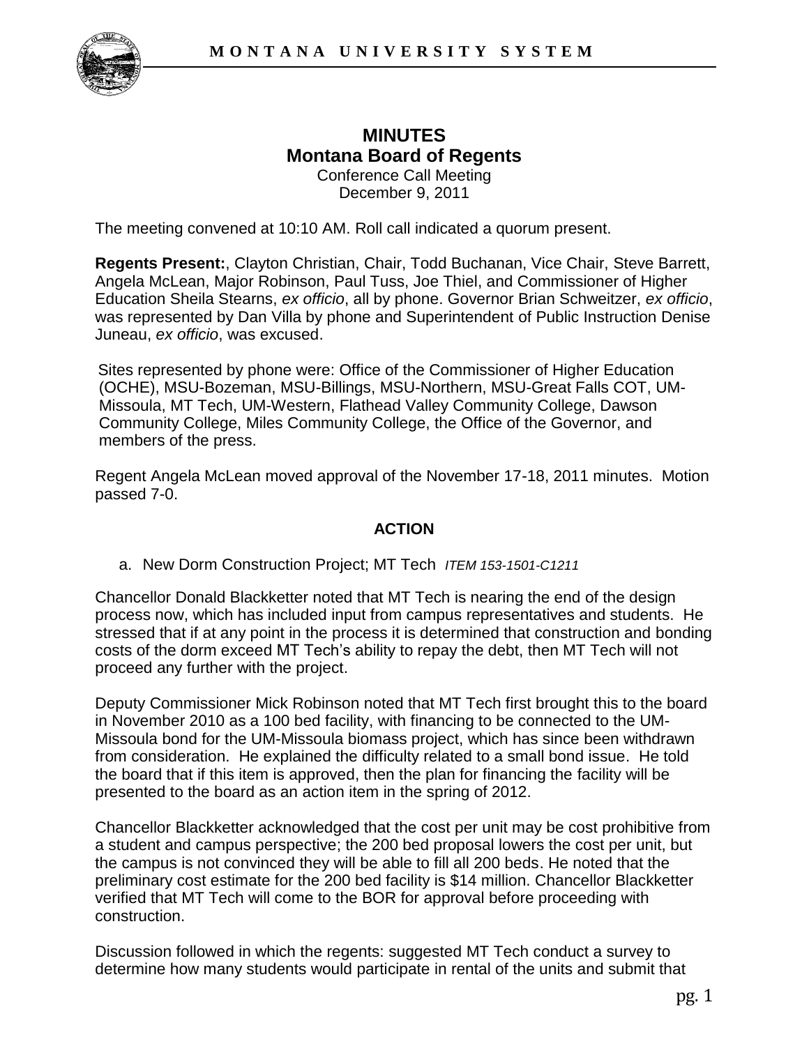# MINUTES
## Montana Board of Regents

Conference Call Meeting
December 9, 2011

The meeting convened at 10:10 AM. Roll call indicated a quorum present.

**Regents Present:**, Clayton Christian, Chair, Todd Buchanan, Vice Chair, Steve Barrett, Angela McLean, Major Robinson, Paul Tuss, Joe Thiel, and Commissioner of Higher Education Sheila Stearns, *ex officio*, all by phone. Governor Brian Schweitzer, *ex officio*, was represented by Dan Villa by phone and Superintendent of Public Instruction Denise Juneau, *ex officio*, was excused.

Sites represented by phone were: Office of the Commissioner of Higher Education (OCHE), MSU-Bozeman, MSU-Billings, MSU-Northern, MSU-Great Falls COT, UM-Missoula, MT Tech, UM-Western, Flathead Valley Community College, Dawson Community College, Miles Community College, the Office of the Governor, and members of the press.

Regent Angela McLean moved approval of the November 17-18, 2011 minutes. Motion passed 7-0.

### ACTION

a. New Dorm Construction Project; MT Tech *ITEM 153-1501-C1211*

Chancellor Donald Blackketter noted that MT Tech is nearing the end of the design process now, which has included input from campus representatives and students. He stressed that if at any point in the process it is determined that construction and bonding costs of the dorm exceed MT Tech's ability to repay the debt, then MT Tech will not proceed any further with the project.

Deputy Commissioner Mick Robinson noted that MT Tech first brought this to the board in November 2010 as a 100 bed facility, with financing to be connected to the UM-Missoula bond for the UM-Missoula biomass project, which has since been withdrawn from consideration. He explained the difficulty related to a small bond issue. He told the board that if this item is approved, then the plan for financing the facility will be presented to the board as an action item in the spring of 2012.

Chancellor Blackketter acknowledged that the cost per unit may be cost prohibitive from a student and campus perspective; the 200 bed proposal lowers the cost per unit, but the campus is not convinced they will be able to fill all 200 beds. He noted that the preliminary cost estimate for the 200 bed facility is $14 million. Chancellor Blackketter verified that MT Tech will come to the BOR for approval before proceeding with construction.

Discussion followed in which the regents: suggested MT Tech conduct a survey to determine how many students would participate in rental of the units and submit that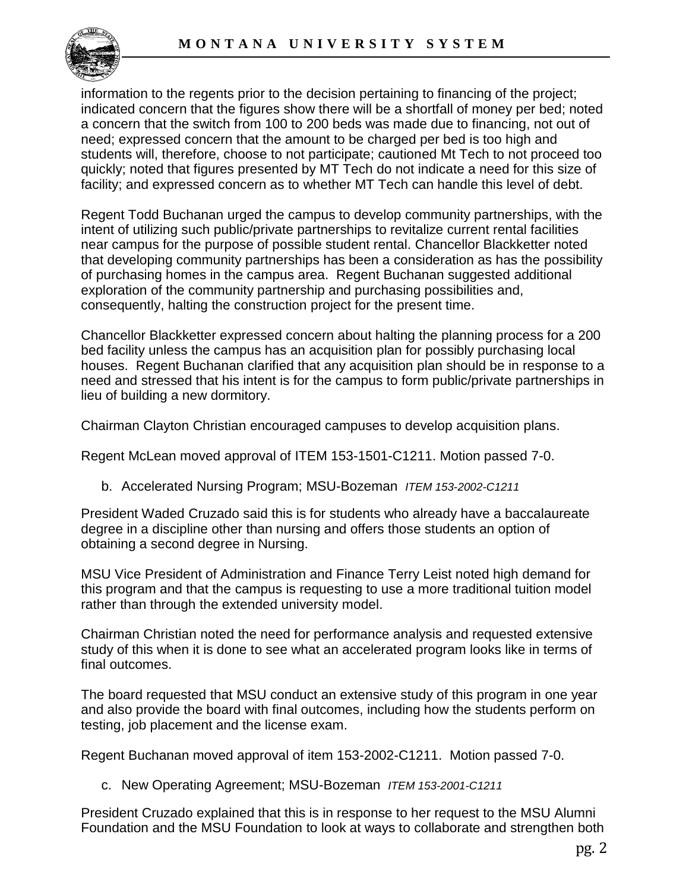information to the regents prior to the decision pertaining to financing of the project; indicated concern that the figures show there will be a shortfall of money per bed; noted a concern that the switch from 100 to 200 beds was made due to financing, not out of need; expressed concern that the amount to be charged per bed is too high and students will, therefore, choose to not participate; cautioned Mt Tech to not proceed too quickly; noted that figures presented by MT Tech do not indicate a need for this size of facility; and expressed concern as to whether MT Tech can handle this level of debt.

Regent Todd Buchanan urged the campus to develop community partnerships, with the intent of utilizing such public/private partnerships to revitalize current rental facilities near campus for the purpose of possible student rental. Chancellor Blackketter noted that developing community partnerships has been a consideration as has the possibility of purchasing homes in the campus area. Regent Buchanan suggested additional exploration of the community partnership and purchasing possibilities and, consequently, halting the construction project for the present time.

Chancellor Blackketter expressed concern about halting the planning process for a 200 bed facility unless the campus has an acquisition plan for possibly purchasing local houses. Regent Buchanan clarified that any acquisition plan should be in response to a need and stressed that his intent is for the campus to form public/private partnerships in lieu of building a new dormitory.

Chairman Clayton Christian encouraged campuses to develop acquisition plans.

Regent McLean moved approval of ITEM 153-1501-C1211. Motion passed 7-0.

b. Accelerated Nursing Program; MSU-Bozeman *ITEM 153-2002-C1211*

President Waded Cruzado said this is for students who already have a baccalaureate degree in a discipline other than nursing and offers those students an option of obtaining a second degree in Nursing.

MSU Vice President of Administration and Finance Terry Leist noted high demand for this program and that the campus is requesting to use a more traditional tuition model rather than through the extended university model.

Chairman Christian noted the need for performance analysis and requested extensive study of this when it is done to see what an accelerated program looks like in terms of final outcomes.

The board requested that MSU conduct an extensive study of this program in one year and also provide the board with final outcomes, including how the students perform on testing, job placement and the license exam.

Regent Buchanan moved approval of item 153-2002-C1211. Motion passed 7-0.

c. New Operating Agreement; MSU-Bozeman *ITEM 153-2001-C1211*

President Cruzado explained that this is in response to her request to the MSU Alumni Foundation and the MSU Foundation to look at ways to collaborate and strengthen both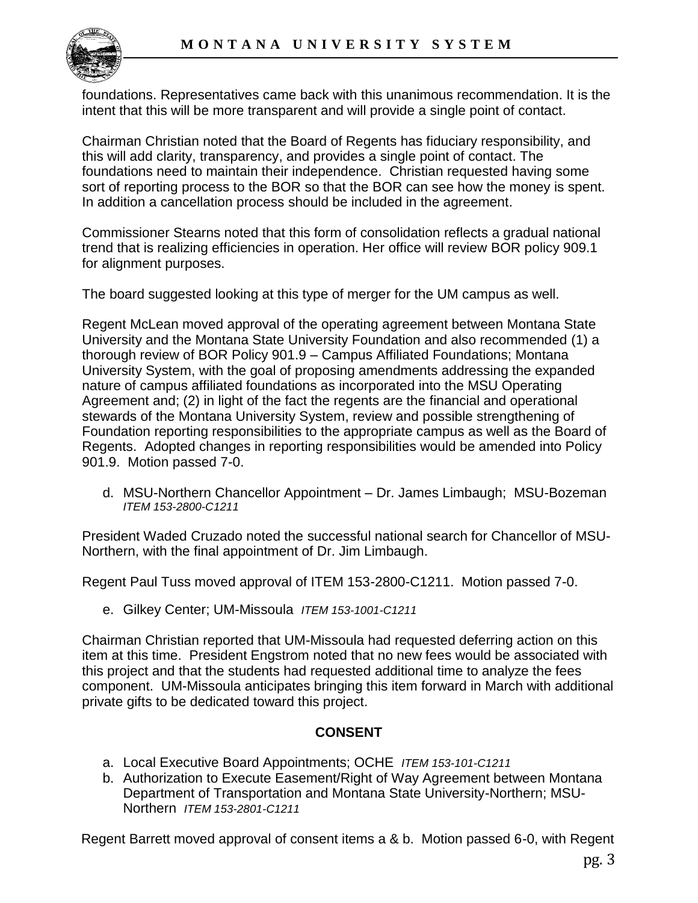foundations. Representatives came back with this unanimous recommendation. It is the intent that this will be more transparent and will provide a single point of contact.

Chairman Christian noted that the Board of Regents has fiduciary responsibility, and this will add clarity, transparency, and provides a single point of contact. The foundations need to maintain their independence. Christian requested having some sort of reporting process to the BOR so that the BOR can see how the money is spent. In addition a cancellation process should be included in the agreement.

Commissioner Stearns noted that this form of consolidation reflects a gradual national trend that is realizing efficiencies in operation. Her office will review BOR policy 909.1 for alignment purposes.

The board suggested looking at this type of merger for the UM campus as well.

Regent McLean moved approval of the operating agreement between Montana State University and the Montana State University Foundation and also recommended (1) a thorough review of BOR Policy 901.9 – Campus Affiliated Foundations; Montana University System, with the goal of proposing amendments addressing the expanded nature of campus affiliated foundations as incorporated into the MSU Operating Agreement and; (2) in light of the fact the regents are the financial and operational stewards of the Montana University System, review and possible strengthening of Foundation reporting responsibilities to the appropriate campus as well as the Board of Regents. Adopted changes in reporting responsibilities would be amended into Policy 901.9. Motion passed 7-0.

d. MSU-Northern Chancellor Appointment – Dr. James Limbaugh; MSU-Bozeman *ITEM 153-2800-C1211*

President Waded Cruzado noted the successful national search for Chancellor of MSU-Northern, with the final appointment of Dr. Jim Limbaugh.

Regent Paul Tuss moved approval of ITEM 153-2800-C1211. Motion passed 7-0.

e. Gilkey Center; UM-Missoula *ITEM 153-1001-C1211*

Chairman Christian reported that UM-Missoula had requested deferring action on this item at this time. President Engstrom noted that no new fees would be associated with this project and that the students had requested additional time to analyze the fees component. UM-Missoula anticipates bringing this item forward in March with additional private gifts to be dedicated toward this project.

## CONSENT

a. Local Executive Board Appointments; OCHE *ITEM 153-101-C1211*
b. Authorization to Execute Easement/Right of Way Agreement between Montana Department of Transportation and Montana State University-Northern; MSU-Northern *ITEM 153-2801-C1211*

Regent Barrett moved approval of consent items a & b. Motion passed 6-0, with Regent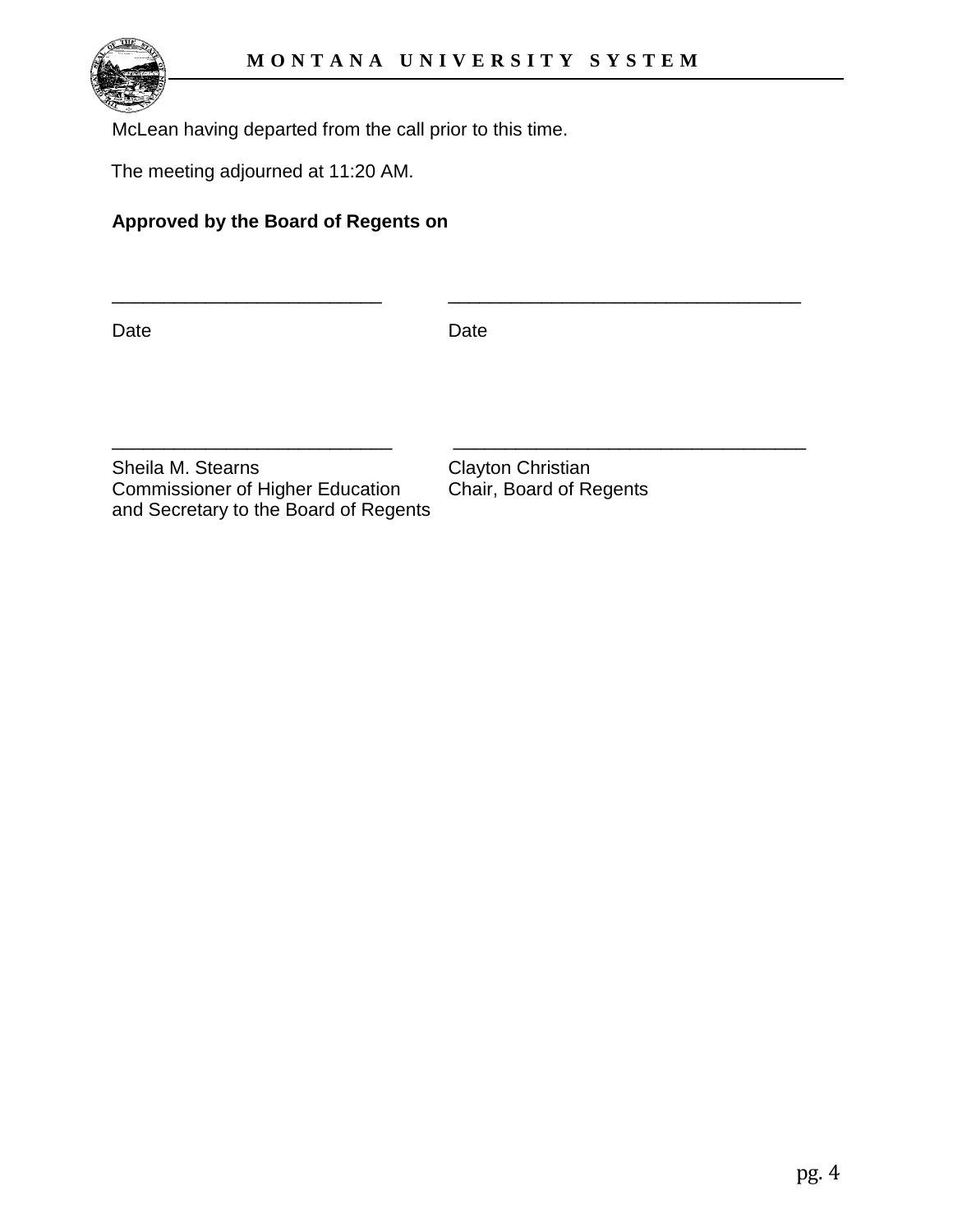McLean having departed from the call prior to this time.

The meeting adjourned at 11:20 AM.

**Approved by the Board of Regents on**

| | |
|---|---|
| ___________________________ | ___________________________________ |
| Date | Date |
| ___________________________ | ___________________________________ |
| Sheila M. Stearns<br>Commissioner of Higher Education<br>and Secretary to the Board of Regents | Clayton Christian<br>Chair, Board of Regents |